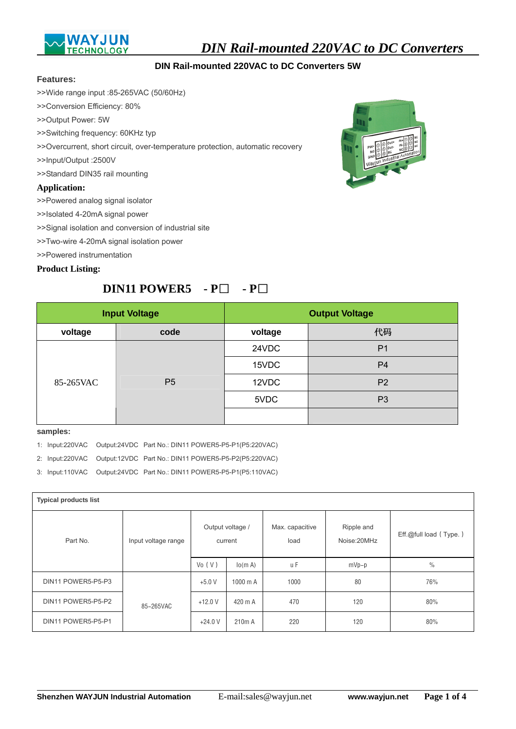# DIN Rail-mounted 220VAC to DC Converters

## DIN Rail-mounted 220VAC to DC Converters 5W

**Features:**

>>Wide range input :85-265VAC (50/60Hz)

>>Conversion Efficiency: 80%

>>Output Power: 5W

>>Switching frequency: 60KHz typ

>>Overcurrent, short circuit, over-temperature protection, automatic recovery

>>Input/Output :2500V

>>Standard DIN35 rail mounting

**Application:**

>>Powered analog signal isolator

>>Isolated 4-20mA signal power

>>Signal isolation and conversion of industrial site

>>Two-wire 4-20mA signal isolation power

>>Powered instrumentation

**Product Listing:**

**DIN11 POWER5 - P□ - P□**

| Input Voltage | | Output Voltage | |
|---|---|---|---|
| voltage | code | voltage | 代码 |
| 85-265VAC | P5 | 24VDC | P1 |
| | | 15VDC | P4 |
| | | 12VDC | P2 |
| | | 5VDC | P3 |
| | | | |

**samples:**

1: Input:220VAC Output:24VDC Part No.: DIN11 POWER5-P5-P1(P5:220VAC)

2: Input:220VAC Output:12VDC Part No.: DIN11 POWER5-P5-P2(P5:220VAC)

3: Input:110VAC Output:24VDC Part No.: DIN11 POWER5-P5-P1(P5:110VAC)

**Typical products list**

| Part No. | Input voltage range | Output voltage / current | | Max. capacitive load | Ripple and Noise:20MHz | Eff.@full load（Type.） |
|---|---|---|---|---|---|---|
| | | Vo（V） | Io(m A) | u F | mVp-p | % |
| DIN11 POWER5-P5-P3 | 85~265VAC | +5.0 V | 1000 m A | 1000 | 80 | 76% |
| DIN11 POWER5-P5-P2 | | +12.0 V | 420 m A | 470 | 120 | 80% |
| DIN11 POWER5-P5-P1 | | +24.0 V | 210m A | 220 | 120 | 80% |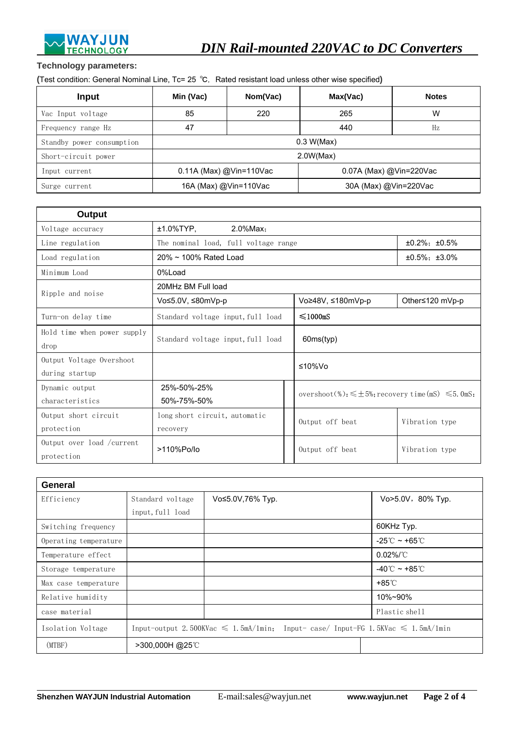**Technology parameters:**

(Test condition: General Nominal Line, Tc= 25 ℃, Rated resistant load unless other wise specified)

| Input | Min (Vac) | Nom(Vac) | Max(Vac) | Notes |
|---|---|---|---|---|
| Vac Input voltage | 85 | 220 | 265 | W |
| Frequency range Hz | 47 | | 440 | Hz |
| Standby power consumption | 0.3 W(Max) | | | |
| Short-circuit power | 2.0W(Max) | | | |
| Input current | 0.11A (Max) @Vin=110Vac | | 0.07A (Max) @Vin=220Vac | |
| Surge current | 16A (Max) @Vin=110Vac | | 30A (Max) @Vin=220Vac | |

| Output | | | |
|---|---|---|---|
| Voltage accuracy | ±1.0%TYP, 2.0%Max; | | |
| Line regulation | The nominal load, full voltage range | | ±0.2%; ±0.5% |
| Load regulation | 20% ~ 100% Rated Load | | ±0.5%; ±3.0% |
| Minimum Load | 0%Load | | |
| Ripple and noise | 20MHz BM Full load | | |
| | Vo≤5.0V, ≤80mVp-p | Vo≥48V, ≤180mVp-p | Other≤120 mVp-p |
| Turn-on delay time | Standard voltage input, full load | ≤1000mS | |
| Hold time when power supply drop | Standard voltage input, full load | 60ms(typ) | |
| Output Voltage Overshoot during startup | | ≤10%Vo | |
| Dynamic output characteristics | 25%-50%-25%<br>50%-75%-50% | overshoot(%):≤±5%;recovery time(mS) ≤5.0mS; | |
| Output short circuit protection | long short circuit, automatic recovery | Output off beat | Vibration type |
| Output over load /current protection | >110%Po/Io | Output off beat | Vibration type |

| General | | | |
|---|---|---|---|
| Efficiency | Standard voltage input, full load | Vo≤5.0V,76% Typ. | Vo>5.0V, 80% Typ. |
| Switching frequency | | | 60KHz Typ. |
| Operating temperature | | | -25℃ ~ +65℃ |
| Temperature effect | | | 0.02%/℃ |
| Storage temperature | | | -40℃ ~ +85℃ |
| Max case temperature | | | +85℃ |
| Relative humidity | | | 10%~90% |
| case material | | | Plastic shell |
| Isolation Voltage | Input-output 2.500KVac ≤ 1.5mA/1min; Input- case/ Input-FG 1.5KVac ≤ 1.5mA/1min | | |
| (MTBF) | >300,000H @25℃ | | |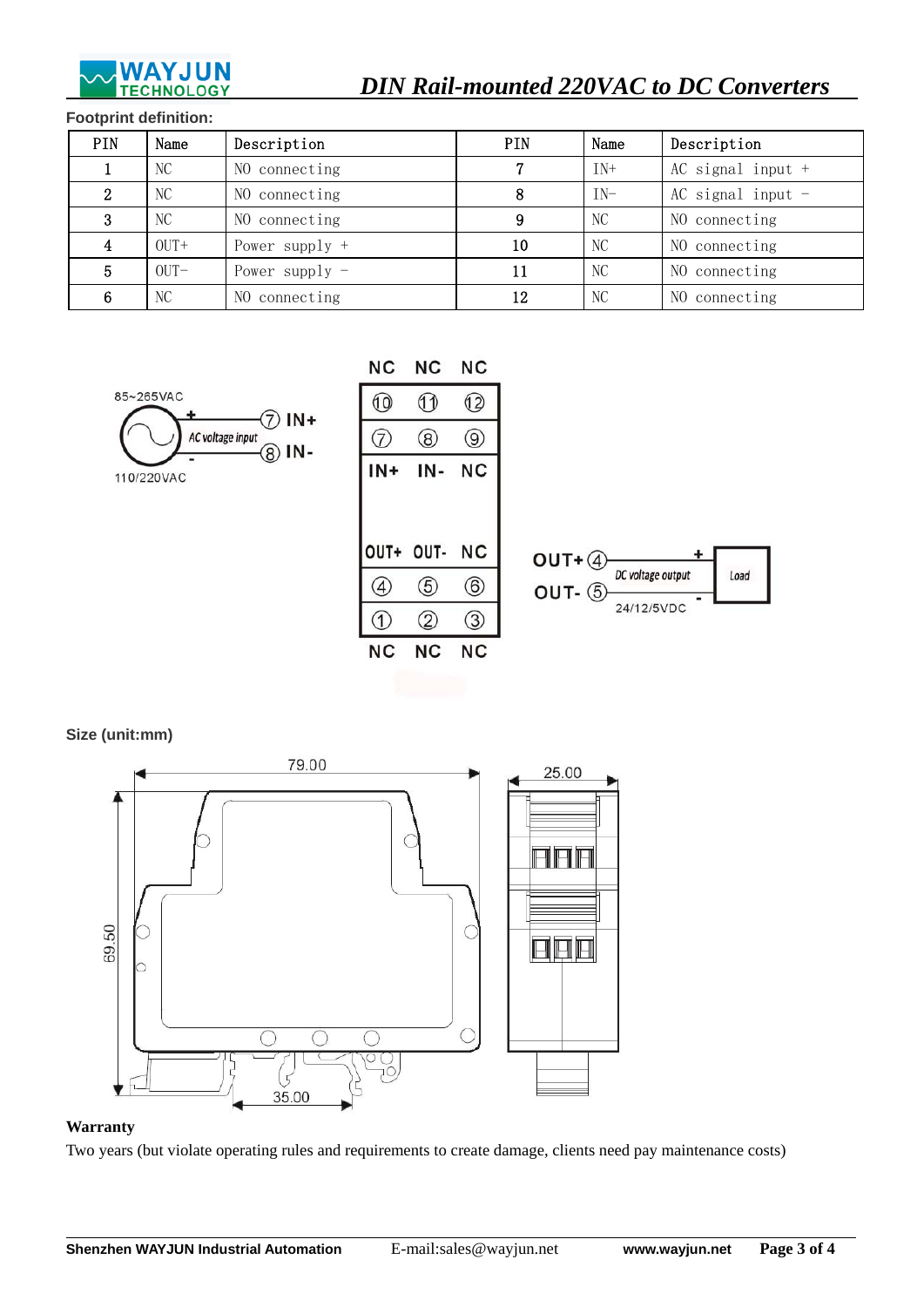**Footprint definition:**

| PIN | Name | Description | PIN | Name | Description |
|---|---|---|---|---|---|
| 1 | NC | NO connecting | 7 | IN+ | AC signal input + |
| 2 | NC | NO connecting | 8 | IN- | AC signal input - |
| 3 | NC | NO connecting | 9 | NC | NO connecting |
| 4 | OUT+ | Power supply + | 10 | NC | NO connecting |
| 5 | OUT- | Power supply - | 11 | NC | NO connecting |
| 6 | NC | NO connecting | 12 | NC | NO connecting |

**Size (unit:mm)**

**Warranty**

Two years (but violate operating rules and requirements to create damage, clients need pay maintenance costs)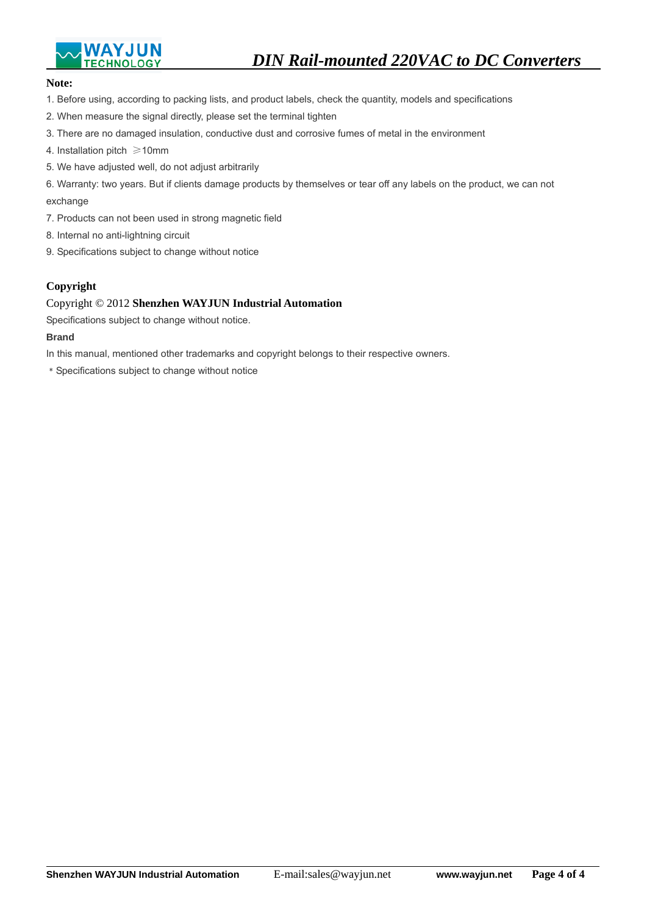**Note:**

1. Before using, according to packing lists, and product labels, check the quantity, models and specifications
2. When measure the signal directly, please set the terminal tighten
3. There are no damaged insulation, conductive dust and corrosive fumes of metal in the environment
4. Installation pitch ≥10mm
5. We have adjusted well, do not adjust arbitrarily
6. Warranty: two years. But if clients damage products by themselves or tear off any labels on the product, we can not exchange
7. Products can not been used in strong magnetic field
8. Internal no anti-lightning circuit
9. Specifications subject to change without notice

**Copyright**

Copyright © 2012 **Shenzhen WAYJUN Industrial Automation**

Specifications subject to change without notice.

**Brand**

In this manual, mentioned other trademarks and copyright belongs to their respective owners.

\* Specifications subject to change without notice